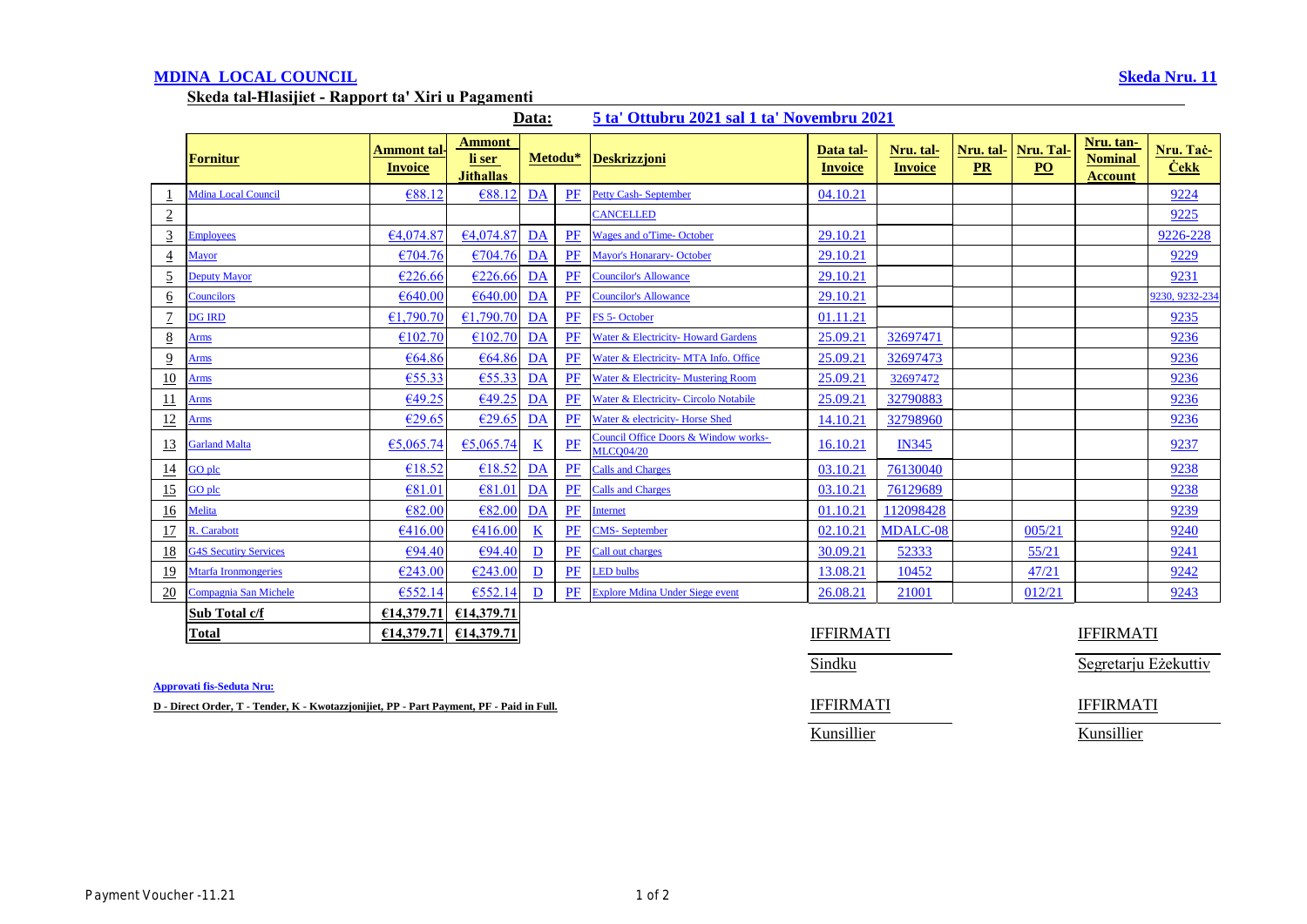**MDINA LOCAL COUNCIL** **Skeda Nru. 11**

**Skeda tal-Ħlasijiet - Rapport ta' Xiri u Pagamenti**

**Data:** **5 ta' Ottubru 2021 sal 1 ta' Novembru 2021**

| | Fornitur | Ammont tal-Invoice | Ammont li ser Jitħallas | Metodu* | | Deskrizzjoni | Data tal-Invoice | Nru. tal-Invoice | Nru. tal-PR | Nru. Tal-PO | Nru. tan-Nominal Account | Nru. Taċ-Ċekk |
|---|---|---|---|---|---|---|---|---|---|---|---|---|
| 1 | Mdina Local Council | €88.12 | €88.12 | DA | PF | Petty Cash- September | 04.10.21 | | | | | 9224 |
| 2 | | | | | | CANCELLED | | | | | | 9225 |
| 3 | Employees | €4,074.87 | €4,074.87 | DA | PF | Wages and oTime- October | 29.10.21 | | | | | 9226-228 |
| 4 | Mayor | €704.76 | €704.76 | DA | PF | Mayor's Honarary- October | 29.10.21 | | | | | 9229 |
| 5 | Deputy Mayor | €226.66 | €226.66 | DA | PF | Councilor's Allowance | 29.10.21 | | | | | 9231 |
| 6 | Councilors | €640.00 | €640.00 | DA | PF | Councilor's Allowance | 29.10.21 | | | | | 9230, 9232-234 |
| 7 | DG IRD | €1,790.70 | €1,790.70 | DA | PF | FS 5- October | 01.11.21 | | | | | 9235 |
| 8 | Arms | €102.70 | €102.70 | DA | PF | Water & Electricity- Howard Gardens | 25.09.21 | 32697471 | | | | 9236 |
| 9 | Arms | €64.86 | €64.86 | DA | PF | Water & Electricity- MTA Info. Office | 25.09.21 | 32697473 | | | | 9236 |
| 10 | Arms | €55.33 | €55.33 | DA | PF | Water & Electricity- Mustering Room | 25.09.21 | 32697472 | | | | 9236 |
| 11 | Arms | €49.25 | €49.25 | DA | PF | Water & Electricity- Circolo Notabile | 25.09.21 | 32790883 | | | | 9236 |
| 12 | Arms | €29.65 | €29.65 | DA | PF | Water & electricity- Horse Shed | 14.10.21 | 32798960 | | | | 9236 |
| 13 | Garland Malta | €5,065.74 | €5,065.74 | K | PF | Council Office Doors & Window works- MLCQ04/20 | 16.10.21 | IN345 | | | | 9237 |
| 14 | GO plc | €18.52 | €18.52 | DA | PF | Calls and Charges | 03.10.21 | 76130040 | | | | 9238 |
| 15 | GO plc | €81.01 | €81.01 | DA | PF | Calls and Charges | 03.10.21 | 76129689 | | | | 9238 |
| 16 | Melita | €82.00 | €82.00 | DA | PF | Internet | 01.10.21 | 112098428 | | | | 9239 |
| 17 | R. Carabott | €416.00 | €416.00 | K | PF | CMS- September | 02.10.21 | MDALC-08 | | 005/21 | | 9240 |
| 18 | G4S Secutiry Services | €94.40 | €94.40 | D | PF | Call out charges | 30.09.21 | 52333 | | 55/21 | | 9241 |
| 19 | Mtarfa Ironmongeries | €243.00 | €243.00 | D | PF | LED bulbs | 13.08.21 | 10452 | | 47/21 | | 9242 |
| 20 | Compagnia San Michele | €552.14 | €552.14 | D | PF | Explore Mdina Under Siege event | 26.08.21 | 21001 | | 012/21 | | 9243 |
| | **Sub Total c/f** | **€14,379.71** | **€14,379.71** | | | | | | | | | |
| | **Total** | **€14,379.71** | **€14,379.71** | | | | | | | | | |

IFFIRMATI ______________ Sindku

IFFIRMATI ______________ Segretarju Eżekuttiv

IFFIRMATI ______________ Kunsillier

IFFIRMATI ______________ Kunsillier

**Approvati fis-Seduta Nru:**

**D - Direct Order, T - Tender, K - Kwotazzjonijiet, PP - Part Payment, PF - Paid in Full.**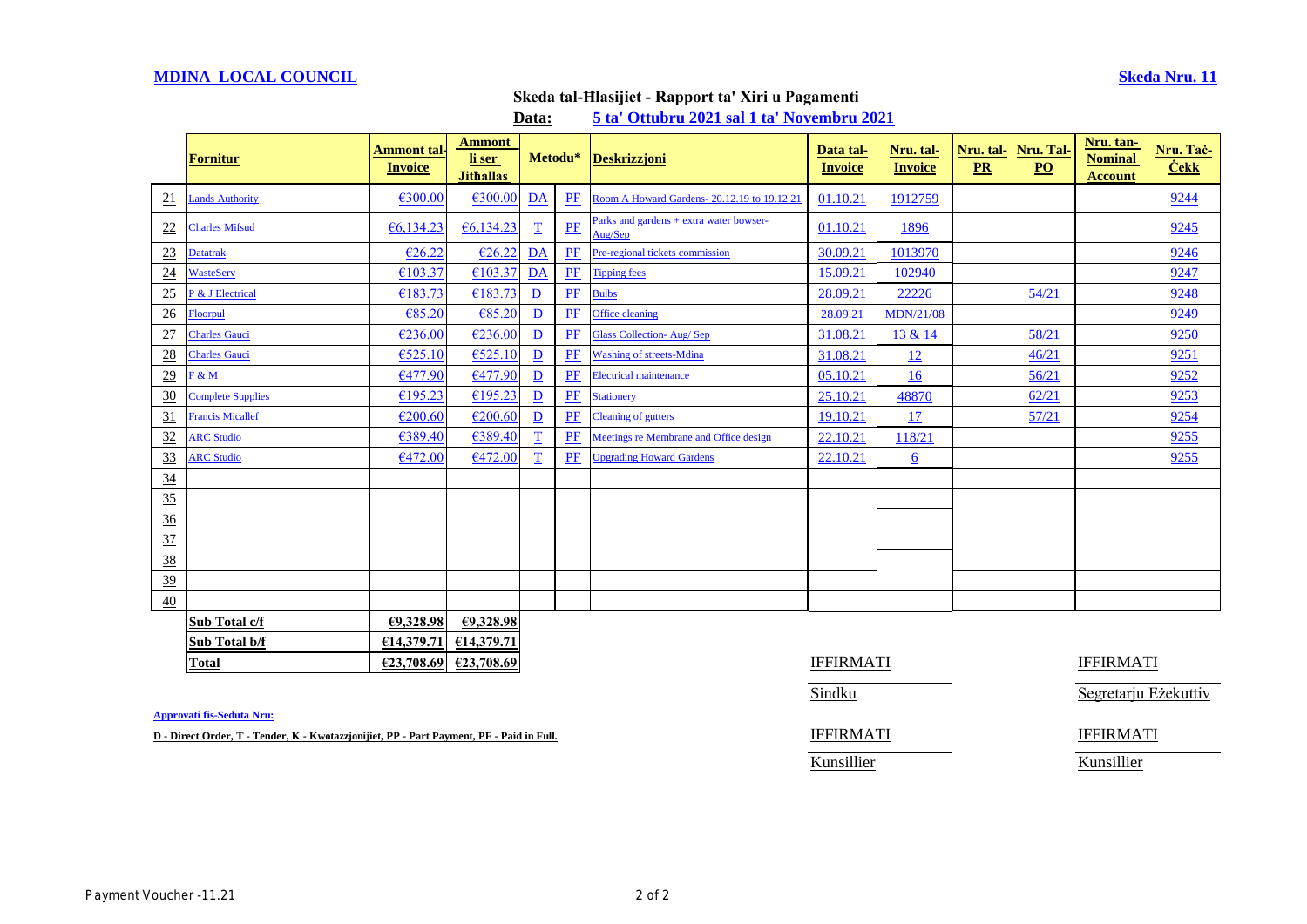**MDINA LOCAL COUNCIL** **Skeda Nru. 11**

**Skeda tal-Ħlasijiet - Rapport ta' Xiri u Pagamenti**

**Data:** **5 ta' Ottubru 2021 sal 1 ta' Novembru 2021**

| | Fornitur | Ammont tal-Invoice | Ammont li ser Jitħallas | Metodu* | | Deskrizzjoni | Data tal-Invoice | Nru. tal-Invoice | Nru. tal-PR | Nru. Tal-PO | Nru. tan-Nominal Account | Nru. Taċ-Ċekk |
|---|---|---|---|---|---|---|---|---|---|---|---|---|
| 21 | Lands Authority | €300.00 | €300.00 | DA | PF | Room A Howard Gardens- 20.12.19 to 19.12.21 | 01.10.21 | 1912759 | | | | 9244 |
| 22 | Charles Mifsud | €6,134.23 | €6,134.23 | T | PF | Parks and gardens + extra water bowser- Aug/Sep | 01.10.21 | 1896 | | | | 9245 |
| 23 | Datatrak | €26.22 | €26.22 | DA | PF | Pre-regional tickets commission | 30.09.21 | 1013970 | | | | 9246 |
| 24 | WasteServ | €103.37 | €103.37 | DA | PF | Tipping fees | 15.09.21 | 102940 | | | | 9247 |
| 25 | P & J Electrical | €183.73 | €183.73 | D | PF | Bulbs | 28.09.21 | 22226 | | 54/21 | | 9248 |
| 26 | Floorpul | €85.20 | €85.20 | D | PF | Office cleaning | 28.09.21 | MDN/21/08 | | | | 9249 |
| 27 | Charles Gauci | €236.00 | €236.00 | D | PF | Glass Collection- Aug/ Sep | 31.08.21 | 13 & 14 | | 58/21 | | 9250 |
| 28 | Charles Gauci | €525.10 | €525.10 | D | PF | Washing of streets-Mdina | 31.08.21 | 12 | | 46/21 | | 9251 |
| 29 | F & M | €477.90 | €477.90 | D | PF | Electrical maintenance | 05.10.21 | 16 | | 56/21 | | 9252 |
| 30 | Complete Supplies | €195.23 | €195.23 | D | PF | Stationery | 25.10.21 | 48870 | | 62/21 | | 9253 |
| 31 | Francis Micallef | €200.60 | €200.60 | D | PF | Cleaning of gutters | 19.10.21 | 17 | | 57/21 | | 9254 |
| 32 | ARC Studio | €389.40 | €389.40 | T | PF | Meetings re Membrane and Office design | 22.10.21 | 118/21 | | | | 9255 |
| 33 | ARC Studio | €472.00 | €472.00 | T | PF | Upgrading Howard Gardens | 22.10.21 | 6 | | | | 9255 |
| 34 | | | | | | | | | | | | |
| 35 | | | | | | | | | | | | |
| 36 | | | | | | | | | | | | |
| 37 | | | | | | | | | | | | |
| 38 | | | | | | | | | | | | |
| 39 | | | | | | | | | | | | |
| 40 | | | | | | | | | | | | |
| | **Sub Total c/f** | **€9,328.98** | **€9,328.98** | | | | | | | | | |
| | **Sub Total b/f** | **€14,379.71** | **€14,379.71** | | | | | | | | | |
| | **Total** | **€23,708.69** | **€23,708.69** | | | | | | | | | |

IFFIRMATI
Sindku

IFFIRMATI
Segretarju Eżekuttiv

IFFIRMATI
Kunsillier

IFFIRMATI
Kunsillier

**Approvati fis-Seduta Nru:**

**D - Direct Order, T - Tender, K - Kwotazzjonijiet, PP - Part Payment, PF - Paid in Full.**

Payment Voucher -11.21